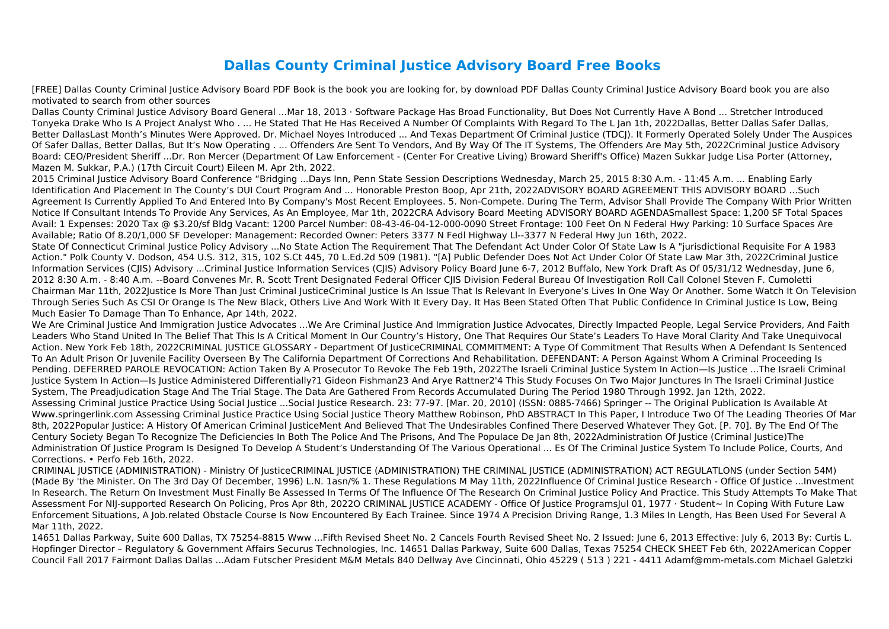# Dallas County Criminal Justice Advisory Board Free Books

[FREE] Dallas County Criminal Justice Advisory Board PDF Book is the book you are looking for, by download PDF Dallas County Criminal Justice Advisory Board book you are also motivated to search from other sources

Dallas County Criminal Justice Advisory Board General ...Mar 18, 2013 · Software Package Has Broad Functionality, But Does Not Currently Have A Bond ... Stretcher Introduced Tonyeka Drake Who Is A Project Analyst Who . ... He Stated That He Has Received A Number Of Complaints With Regard To The L Jan 1th, 2022Dallas, Better Dallas Safer Dallas, Better DallasLast Month's Minutes Were Approved. Dr. Michael Noyes Introduced ... And Texas Department Of Criminal Justice (TDCJ). It Formerly Operated Solely Under The Auspices Of Safer Dallas, Better Dallas, But It's Now Operating . ... Offenders Are Sent To Vendors, And By Way Of The IT Systems, The Offenders Are May 5th, 2022Criminal Justice Advisory Board: CEO/President Sheriff ...Dr. Ron Mercer (Department Of Law Enforcement - (Center For Creative Living) Broward Sheriff's Office) Mazen Sukkar Judge Lisa Porter (Attorney, Mazen M. Sukkar, P.A.) (17th Circuit Court) Eileen M. Apr 2th, 2022.

2015 Criminal Justice Advisory Board Conference "Bridging ...Days Inn, Penn State Session Descriptions Wednesday, March 25, 2015 8:30 A.m. - 11:45 A.m. ... Enabling Early Identification And Placement In The County's DUI Court Program And ... Honorable Preston Boop, Apr 21th, 2022ADVISORY BOARD AGREEMENT THIS ADVISORY BOARD …Such Agreement Is Currently Applied To And Entered Into By Company's Most Recent Employees. 5. Non-Compete. During The Term, Advisor Shall Provide The Company With Prior Written Notice If Consultant Intends To Provide Any Services, As An Employee, Mar 1th, 2022CRA Advisory Board Meeting ADVISORY BOARD AGENDASmallest Space: 1,200 SF Total Spaces Avail: 1 Expenses: 2020 Tax @ $3.20/sf Bldg Vacant: 1200 Parcel Number: 08-43-46-04-12-000-0090 Street Frontage: 100 Feet On N Federal Hwy Parking: 10 Surface Spaces Are Available; Ratio Of 8.20/1,000 SF Developer: Management: Recorded Owner: Peters 3377 N Fedl Highway Ll--3377 N Federal Hwy Jun 16th, 2022.

State Of Connecticut Criminal Justice Policy Advisory ...No State Action The Requirement That The Defendant Act Under Color Of State Law Is A "jurisdictional Requisite For A 1983 Action." Polk County V. Dodson, 454 U.S. 312, 315, 102 S.Ct 445, 70 L.Ed.2d 509 (1981). "[A] Public Defender Does Not Act Under Color Of State Law Mar 3th, 2022Criminal Justice Information Services (CJIS) Advisory ...Criminal Justice Information Services (CJIS) Advisory Policy Board June 6-7, 2012 Buffalo, New York Draft As Of 05/31/12 Wednesday, June 6, 2012 8:30 A.m. - 8:40 A.m. --Board Convenes Mr. R. Scott Trent Designated Federal Officer CJIS Division Federal Bureau Of Investigation Roll Call Colonel Steven F. Cumoletti Chairman Mar 11th, 2022Justice Is More Than Just Criminal JusticeCriminal Justice Is An Issue That Is Relevant In Everyone's Lives In One Way Or Another. Some Watch It On Television Through Series Such As CSI Or Orange Is The New Black, Others Live And Work With It Every Day. It Has Been Stated Often That Public Confidence In Criminal Justice Is Low, Being Much Easier To Damage Than To Enhance, Apr 14th, 2022.

We Are Criminal Justice And Immigration Justice Advocates ...We Are Criminal Justice And Immigration Justice Advocates, Directly Impacted People, Legal Service Providers, And Faith Leaders Who Stand United In The Belief That This Is A Critical Moment In Our Country's History, One That Requires Our State's Leaders To Have Moral Clarity And Take Unequivocal Action. New York Feb 18th, 2022CRIMINAL JUSTICE GLOSSARY - Department Of JusticeCRIMINAL COMMITMENT: A Type Of Commitment That Results When A Defendant Is Sentenced To An Adult Prison Or Juvenile Facility Overseen By The California Department Of Corrections And Rehabilitation. DEFENDANT: A Person Against Whom A Criminal Proceeding Is Pending. DEFERRED PAROLE REVOCATION: Action Taken By A Prosecutor To Revoke The Feb 19th, 2022The Israeli Criminal Justice System In Action—Is Justice ...The Israeli Criminal Justice System In Action—Is Justice Administered Differentially?1 Gideon Fishman23 And Arye Rattner2'4 This Study Focuses On Two Major Junctures In The Israeli Criminal Justice System, The Preadjudication Stage And The Trial Stage. The Data Are Gathered From Records Accumulated During The Period 1980 Through 1992. Jan 12th, 2022.

Assessing Criminal Justice Practice Using Social Justice ...Social Justice Research. 23: 77-97. [Mar. 20, 2010] (ISSN: 0885-7466) Springer -- The Original Publication Is Available At Www.springerlink.com Assessing Criminal Justice Practice Using Social Justice Theory Matthew Robinson, PhD ABSTRACT In This Paper, I Introduce Two Of The Leading Theories Of Mar 8th, 2022Popular Justice: A History Of American Criminal JusticeMent And Believed That The Undesirables Confined There Deserved Whatever They Got. [P. 70]. By The End Of The Century Society Began To Recognize The Deficiencies In Both The Police And The Prisons, And The Populace De Jan 8th, 2022Administration Of Justice (Criminal Justice)The Administration Of Justice Program Is Designed To Develop A Student's Understanding Of The Various Operational ... Es Of The Criminal Justice System To Include Police, Courts, And Corrections. • Perfo Feb 16th, 2022.

CRIMINAL JUSTICE (ADMINISTRATION) - Ministry Of JusticeCRIMINAL JUSTICE (ADMINISTRATION) THE CRIMINAL JUSTICE (ADMINISTRATION) ACT REGULATLONS (under Section 54M) (Made By 'the Minister. On The 3rd Day Of December, 1996) L.N. 1asn/% 1. These Regulations M May 11th, 2022Influence Of Criminal Justice Research - Office Of Justice ...Investment In Research. The Return On Investment Must Finally Be Assessed In Terms Of The Influence Of The Research On Criminal Justice Policy And Practice. This Study Attempts To Make That Assessment For NIJ-supported Research On Policing, Pros Apr 8th, 2022O CRIMINAL JUSTICE ACADEMY - Office Of Justice ProgramsJul 01, 1977 · Student~ In Coping With Future Law Enforcement Situations, A Job.related Obstacle Course Is Now Encountered By Each Trainee. Since 1974 A Precision Driving Range, 1.3 Miles In Length, Has Been Used For Several A Mar 11th, 2022.

14651 Dallas Parkway, Suite 600 Dallas, TX 75254-8815 Www ...Fifth Revised Sheet No. 2 Cancels Fourth Revised Sheet No. 2 Issued: June 6, 2013 Effective: July 6, 2013 By: Curtis L. Hopfinger Director – Regulatory & Government Affairs Securus Technologies, Inc. 14651 Dallas Parkway, Suite 600 Dallas, Texas 75254 CHECK SHEET Feb 6th, 2022American Copper Council Fall 2017 Fairmont Dallas Dallas ...Adam Futscher President M&M Metals 840 Dellway Ave Cincinnati, Ohio 45229 ( 513 ) 221 - 4411 Adamf@mm-metals.com Michael Galetzki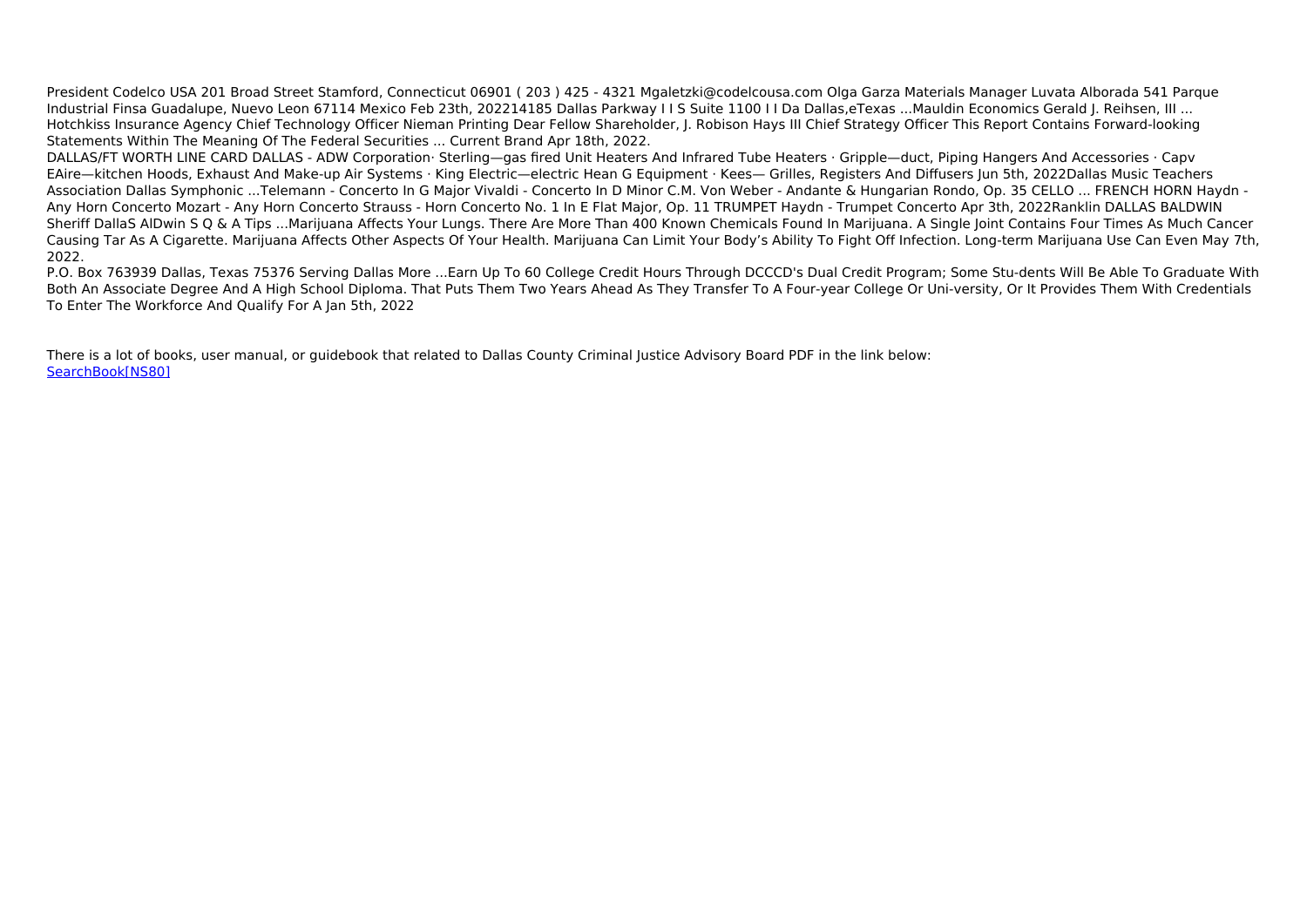President Codelco USA 201 Broad Street Stamford, Connecticut 06901 ( 203 ) 425 - 4321 Mgaletzki@codelcousa.com Olga Garza Materials Manager Luvata Alborada 541 Parque Industrial Finsa Guadalupe, Nuevo Leon 67114 Mexico Feb 23th, 202214185 Dallas Parkway I I S Suite 1100 I I Da Dallas,eTexas ...Mauldin Economics Gerald J. Reihsen, III ... Hotchkiss Insurance Agency Chief Technology Officer Nieman Printing Dear Fellow Shareholder, J. Robison Hays III Chief Strategy Officer This Report Contains Forward-looking Statements Within The Meaning Of The Federal Securities ... Current Brand Apr 18th, 2022.

DALLAS/FT WORTH LINE CARD DALLAS - ADW Corporation· Sterling—gas fired Unit Heaters And Infrared Tube Heaters · Gripple—duct, Piping Hangers And Accessories · Capv EAire—kitchen Hoods, Exhaust And Make-up Air Systems · King Electric—electric Hean G Equipment · Kees— Grilles, Registers And Diffusers Jun 5th, 2022Dallas Music Teachers Association Dallas Symphonic ...Telemann - Concerto In G Major Vivaldi - Concerto In D Minor C.M. Von Weber - Andante & Hungarian Rondo, Op. 35 CELLO ... FRENCH HORN Haydn - Any Horn Concerto Mozart - Any Horn Concerto Strauss - Horn Concerto No. 1 In E Flat Major, Op. 11 TRUMPET Haydn - Trumpet Concerto Apr 3th, 2022Ranklin DALLAS BALDWIN Sheriff DallaS AlDwin S Q & A Tips ...Marijuana Affects Your Lungs. There Are More Than 400 Known Chemicals Found In Marijuana. A Single Joint Contains Four Times As Much Cancer Causing Tar As A Cigarette. Marijuana Affects Other Aspects Of Your Health. Marijuana Can Limit Your Body's Ability To Fight Off Infection. Long-term Marijuana Use Can Even May 7th, 2022.

P.O. Box 763939 Dallas, Texas 75376 Serving Dallas More ...Earn Up To 60 College Credit Hours Through DCCCD's Dual Credit Program; Some Stu-dents Will Be Able To Graduate With Both An Associate Degree And A High School Diploma. That Puts Them Two Years Ahead As They Transfer To A Four-year College Or Uni-versity, Or It Provides Them With Credentials To Enter The Workforce And Qualify For A Jan 5th, 2022

There is a lot of books, user manual, or guidebook that related to Dallas County Criminal Justice Advisory Board PDF in the link below:
SearchBook[NS80]